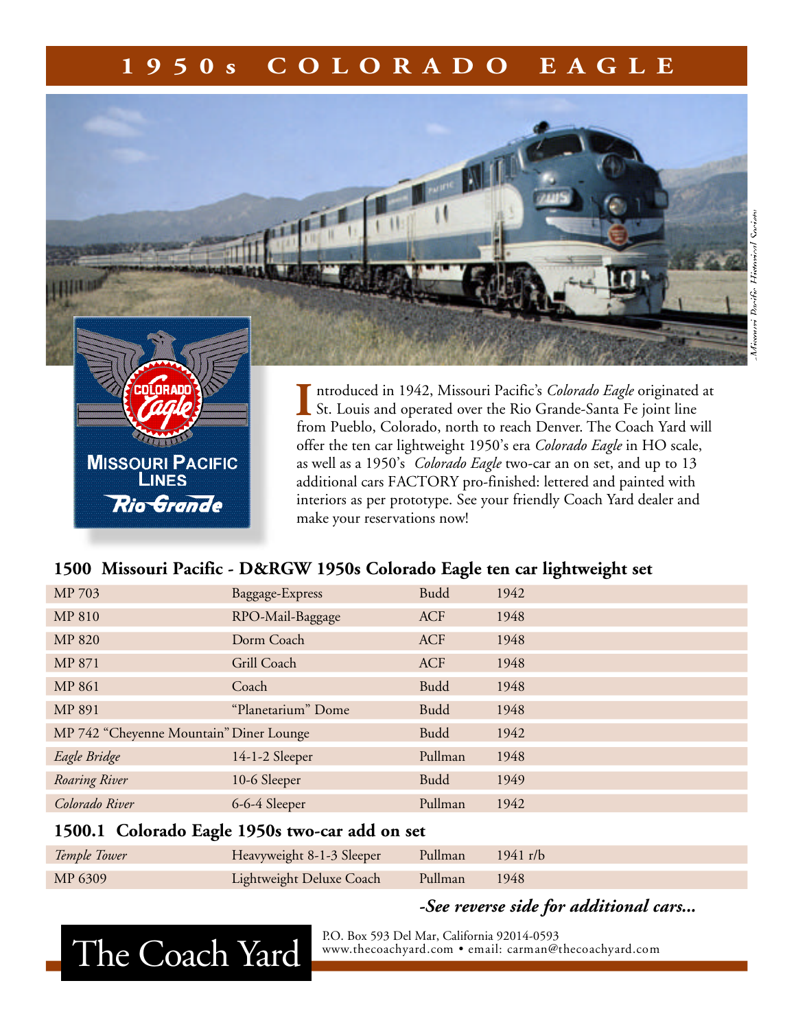# 1950s COLORADO EAGLE

Introduced in 1942, Missouri Pacific's *Colorado Eagle* originated at St. Louis and operated over the Rio Grande-Santa Fe joint line from Pueblo, Colorado, north to reach Denver. The Coach Yard will offer the ten car lightweight 1950's era *Colorado Eagle* in HO scale, as well as a 1950's *Colorado Eagle* two-car an on set, and up to 13 additional cars FACTORY pro-finished: lettered and painted with interiors as per prototype. See your friendly Coach Yard dealer and make your reservations now!

## 1500 Missouri Pacific - D&RGW 1950s Colorado Eagle ten car lightweight set

| | | | |
|---|---|---|---|
| MP 703 | Baggage-Express | Budd | 1942 |
| MP 810 | RPO-Mail-Baggage | ACF | 1948 |
| MP 820 | Dorm Coach | ACF | 1948 |
| MP 871 | Grill Coach | ACF | 1948 |
| MP 861 | Coach | Budd | 1948 |
| MP 891 | "Planetarium" Dome | Budd | 1948 |
| MP 742 "Cheyenne Mountain" | Diner Lounge | Budd | 1942 |
| *Eagle Bridge* | 14-1-2 Sleeper | Pullman | 1948 |
| *Roaring River* | 10-6 Sleeper | Budd | 1949 |
| *Colorado River* | 6-6-4 Sleeper | Pullman | 1942 |

## 1500.1 Colorado Eagle 1950s two-car add on set

| | | | |
|---|---|---|---|
| *Temple Tower* | Heavyweight 8-1-3 Sleeper | Pullman | 1941 r/b |
| MP 6309 | Lightweight Deluxe Coach | Pullman | 1948 |

***-See reverse side for additional cars...***

The Coach Yard

P.O. Box 593 Del Mar, California 92014-0593
www.thecoachyard.com • email: carman@thecoachyard.com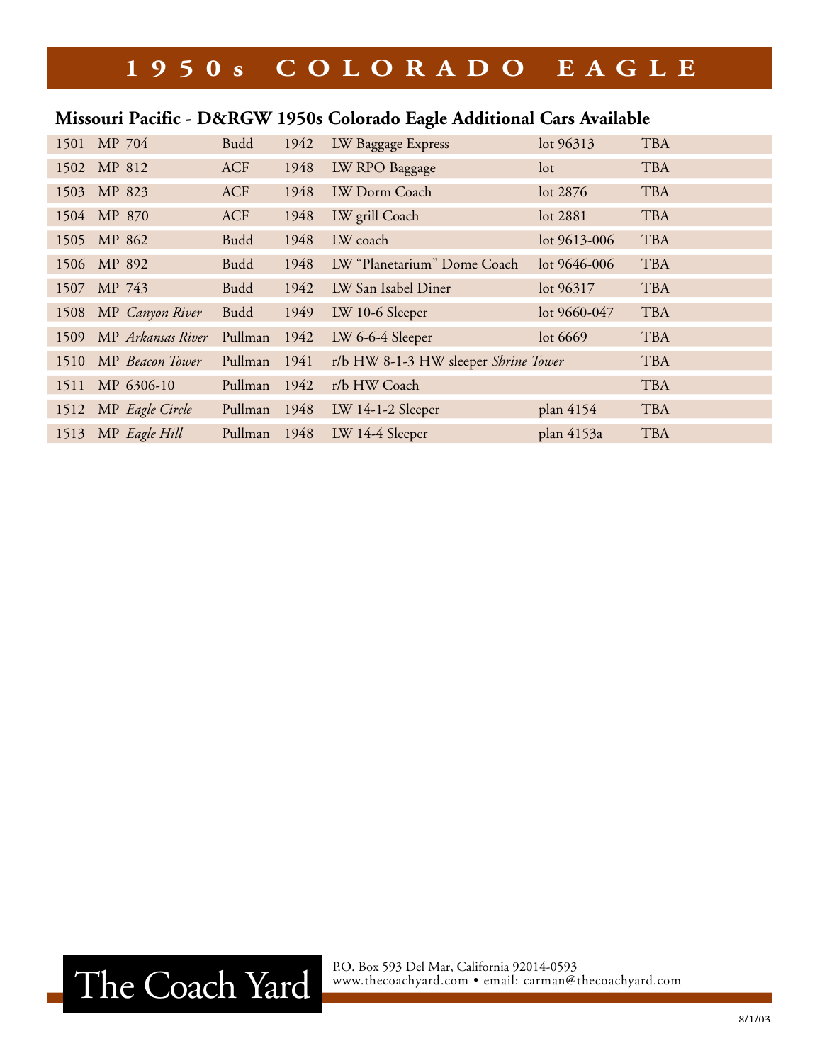# 1950s COLORADO EAGLE

## Missouri Pacific - D&RGW 1950s Colorado Eagle Additional Cars Available

| | | | | | | |
|---|---|---|---|---|---|---|
| 1501 | MP 704 | Budd | 1942 | LW Baggage Express | lot 96313 | TBA |
| 1502 | MP 812 | ACF | 1948 | LW RPO Baggage | lot | TBA |
| 1503 | MP 823 | ACF | 1948 | LW Dorm Coach | lot 2876 | TBA |
| 1504 | MP 870 | ACF | 1948 | LW grill Coach | lot 2881 | TBA |
| 1505 | MP 862 | Budd | 1948 | LW coach | lot 9613-006 | TBA |
| 1506 | MP 892 | Budd | 1948 | LW "Planetarium" Dome Coach | lot 9646-006 | TBA |
| 1507 | MP 743 | Budd | 1942 | LW San Isabel Diner | lot 96317 | TBA |
| 1508 | MP *Canyon River* | Budd | 1949 | LW 10-6 Sleeper | lot 9660-047 | TBA |
| 1509 | MP *Arkansas River* | Pullman | 1942 | LW 6-6-4 Sleeper | lot 6669 | TBA |
| 1510 | MP *Beacon Tower* | Pullman | 1941 | r/b HW 8-1-3 HW sleeper *Shrine Tower* | | TBA |
| 1511 | MP 6306-10 | Pullman | 1942 | r/b HW Coach | | TBA |
| 1512 | MP *Eagle Circle* | Pullman | 1948 | LW 14-1-2 Sleeper | plan 4154 | TBA |
| 1513 | MP *Eagle Hill* | Pullman | 1948 | LW 14-4 Sleeper | plan 4153a | TBA |

The Coach Yard

P.O. Box 593 Del Mar, California 92014-0593
www.thecoachyard.com • email: carman@thecoachyard.com

8/1/03